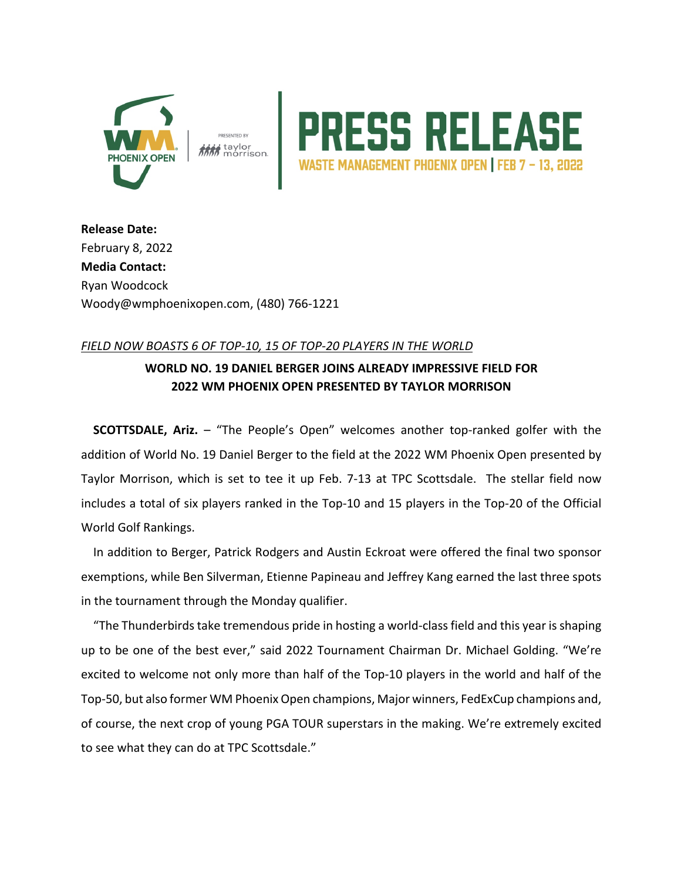# PRESS RELEASE

WASTE MANAGEMENT PHOENIX OPEN | FEB 7 – 13, 2022

**Release Date:**
February 8, 2022
**Media Contact:**
Ryan Woodcock
Woody@wmphoenixopen.com, (480) 766-1221

*FIELD NOW BOASTS 6 OF TOP-10, 15 OF TOP-20 PLAYERS IN THE WORLD*

## WORLD NO. 19 DANIEL BERGER JOINS ALREADY IMPRESSIVE FIELD FOR 2022 WM PHOENIX OPEN PRESENTED BY TAYLOR MORRISON

**SCOTTSDALE, Ariz.** – "The People's Open" welcomes another top-ranked golfer with the addition of World No. 19 Daniel Berger to the field at the 2022 WM Phoenix Open presented by Taylor Morrison, which is set to tee it up Feb. 7-13 at TPC Scottsdale. The stellar field now includes a total of six players ranked in the Top-10 and 15 players in the Top-20 of the Official World Golf Rankings.

In addition to Berger, Patrick Rodgers and Austin Eckroat were offered the final two sponsor exemptions, while Ben Silverman, Etienne Papineau and Jeffrey Kang earned the last three spots in the tournament through the Monday qualifier.

"The Thunderbirds take tremendous pride in hosting a world-class field and this year is shaping up to be one of the best ever," said 2022 Tournament Chairman Dr. Michael Golding. "We're excited to welcome not only more than half of the Top-10 players in the world and half of the Top-50, but also former WM Phoenix Open champions, Major winners, FedExCup champions and, of course, the next crop of young PGA TOUR superstars in the making. We're extremely excited to see what they can do at TPC Scottsdale."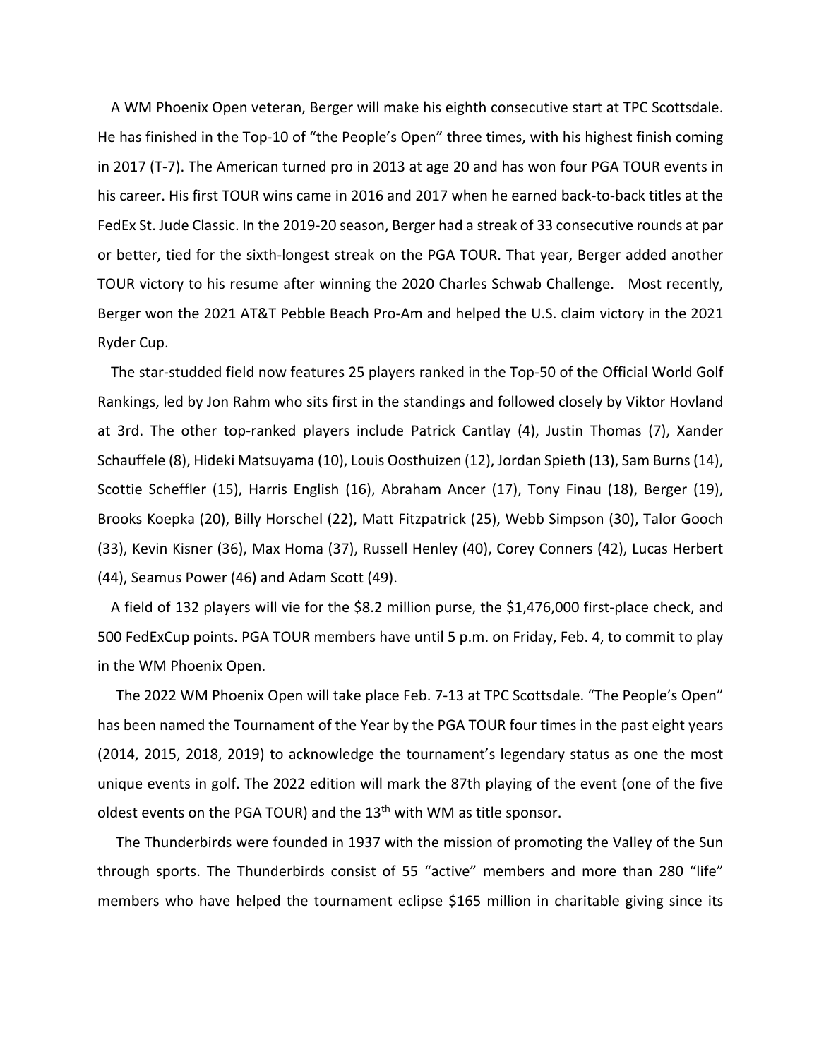A WM Phoenix Open veteran, Berger will make his eighth consecutive start at TPC Scottsdale. He has finished in the Top-10 of "the People's Open" three times, with his highest finish coming in 2017 (T-7). The American turned pro in 2013 at age 20 and has won four PGA TOUR events in his career. His first TOUR wins came in 2016 and 2017 when he earned back-to-back titles at the FedEx St. Jude Classic. In the 2019-20 season, Berger had a streak of 33 consecutive rounds at par or better, tied for the sixth-longest streak on the PGA TOUR. That year, Berger added another TOUR victory to his resume after winning the 2020 Charles Schwab Challenge. Most recently, Berger won the 2021 AT&T Pebble Beach Pro-Am and helped the U.S. claim victory in the 2021 Ryder Cup.

The star-studded field now features 25 players ranked in the Top-50 of the Official World Golf Rankings, led by Jon Rahm who sits first in the standings and followed closely by Viktor Hovland at 3rd. The other top-ranked players include Patrick Cantlay (4), Justin Thomas (7), Xander Schauffele (8), Hideki Matsuyama (10), Louis Oosthuizen (12), Jordan Spieth (13), Sam Burns (14), Scottie Scheffler (15), Harris English (16), Abraham Ancer (17), Tony Finau (18), Berger (19), Brooks Koepka (20), Billy Horschel (22), Matt Fitzpatrick (25), Webb Simpson (30), Talor Gooch (33), Kevin Kisner (36), Max Homa (37), Russell Henley (40), Corey Conners (42), Lucas Herbert (44), Seamus Power (46) and Adam Scott (49).

A field of 132 players will vie for the $8.2 million purse, the $1,476,000 first-place check, and 500 FedExCup points. PGA TOUR members have until 5 p.m. on Friday, Feb. 4, to commit to play in the WM Phoenix Open.

The 2022 WM Phoenix Open will take place Feb. 7-13 at TPC Scottsdale. "The People's Open" has been named the Tournament of the Year by the PGA TOUR four times in the past eight years (2014, 2015, 2018, 2019) to acknowledge the tournament's legendary status as one the most unique events in golf. The 2022 edition will mark the 87th playing of the event (one of the five oldest events on the PGA TOUR) and the 13th with WM as title sponsor.

The Thunderbirds were founded in 1937 with the mission of promoting the Valley of the Sun through sports. The Thunderbirds consist of 55 "active" members and more than 280 "life" members who have helped the tournament eclipse $165 million in charitable giving since its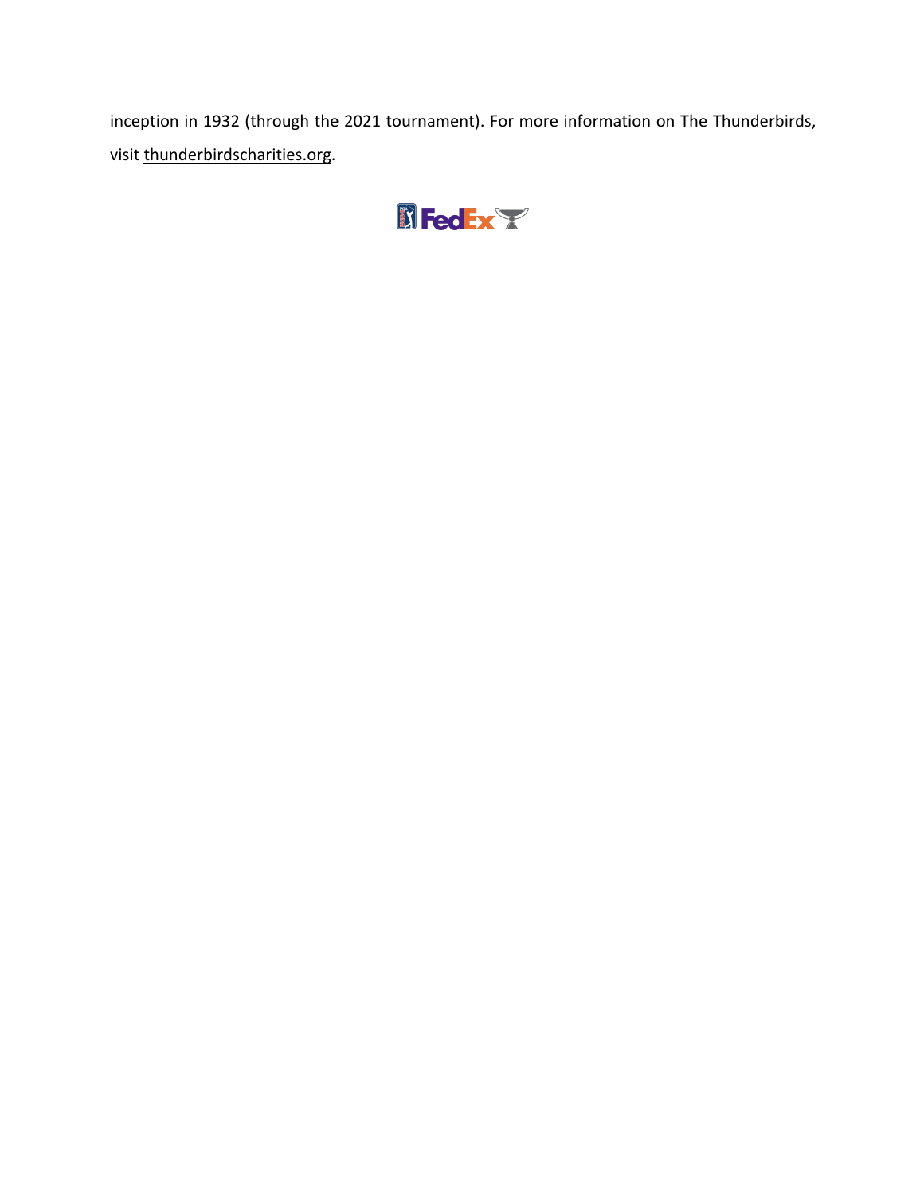inception in 1932 (through the 2021 tournament). For more information on The Thunderbirds, visit thunderbirdscharities.org.